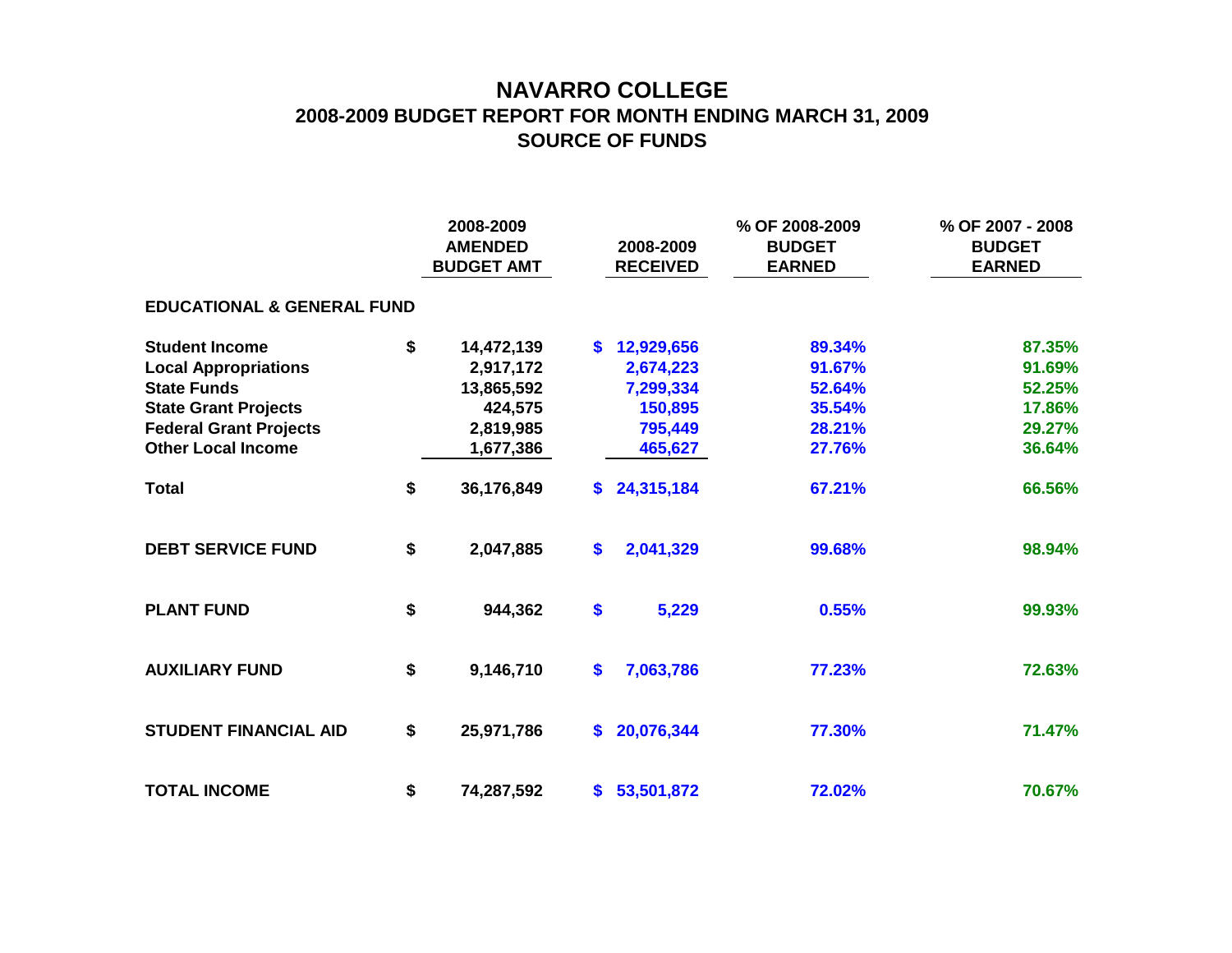# NAVARRO COLLEGE

## 2008-2009 BUDGET REPORT FOR MONTH ENDING MARCH 31, 2009

## SOURCE OF FUNDS

| | 2008-2009 AMENDED BUDGET AMT | 2008-2009 RECEIVED | % OF 2008-2009 BUDGET EARNED | % OF 2007 - 2008 BUDGET EARNED |
|---|---|---|---|---|
| **EDUCATIONAL & GENERAL FUND** | | | | |
| **Student Income** | $ 14,472,139 | $ 12,929,656 | 89.34% | 87.35% |
| **Local Appropriations** | 2,917,172 | 2,674,223 | 91.67% | 91.69% |
| **State Funds** | 13,865,592 | 7,299,334 | 52.64% | 52.25% |
| **State Grant Projects** | 424,575 | 150,895 | 35.54% | 17.86% |
| **Federal Grant Projects** | 2,819,985 | 795,449 | 28.21% | 29.27% |
| **Other Local Income** | 1,677,386 | 465,627 | 27.76% | 36.64% |
| **Total** | $ 36,176,849 | $ 24,315,184 | 67.21% | 66.56% |
| **DEBT SERVICE FUND** | $ 2,047,885 | $ 2,041,329 | 99.68% | 98.94% |
| **PLANT FUND** | $ 944,362 | $ 5,229 | 0.55% | 99.93% |
| **AUXILIARY FUND** | $ 9,146,710 | $ 7,063,786 | 77.23% | 72.63% |
| **STUDENT FINANCIAL AID** | $ 25,971,786 | $ 20,076,344 | 77.30% | 71.47% |
| **TOTAL INCOME** | $ 74,287,592 | $ 53,501,872 | 72.02% | 70.67% |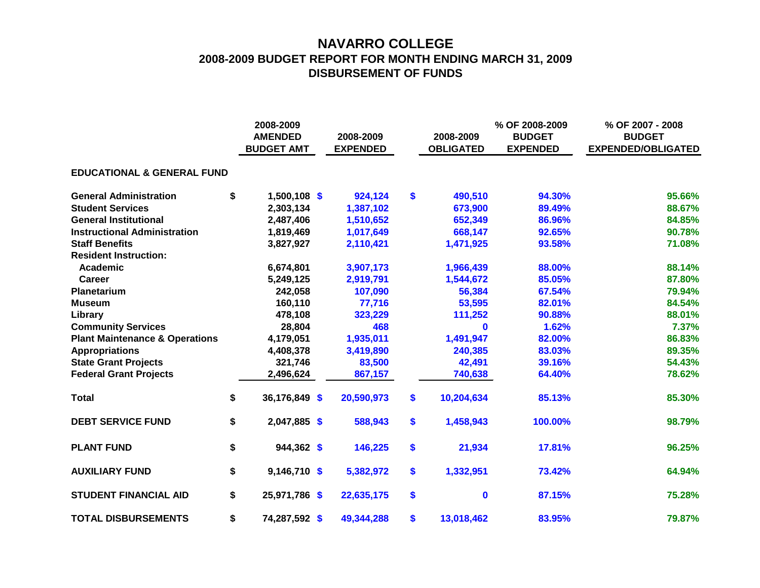# NAVARRO COLLEGE

## 2008-2009 BUDGET REPORT FOR MONTH ENDING MARCH 31, 2009

## DISBURSEMENT OF FUNDS

| | 2008-2009 AMENDED BUDGET AMT | 2008-2009 EXPENDED | 2008-2009 OBLIGATED | % OF 2008-2009 BUDGET EXPENDED | % OF 2007 - 2008 BUDGET EXPENDED/OBLIGATED |
|---|---|---|---|---|---|
| **EDUCATIONAL & GENERAL FUND** | | | | | |
| **General Administration** | $ 1,500,108 | $ 924,124 | $ 490,510 | 94.30% | 95.66% |
| **Student Services** | 2,303,134 | 1,387,102 | 673,900 | 89.49% | 88.67% |
| **General Institutional** | 2,487,406 | 1,510,652 | 652,349 | 86.96% | 84.85% |
| **Instructional Administration** | 1,819,469 | 1,017,649 | 668,147 | 92.65% | 90.78% |
| **Staff Benefits** | 3,827,927 | 2,110,421 | 1,471,925 | 93.58% | 71.08% |
| **Resident Instruction:** | | | | | |
| **Academic** | 6,674,801 | 3,907,173 | 1,966,439 | 88.00% | 88.14% |
| **Career** | 5,249,125 | 2,919,791 | 1,544,672 | 85.05% | 87.80% |
| **Planetarium** | 242,058 | 107,090 | 56,384 | 67.54% | 79.94% |
| **Museum** | 160,110 | 77,716 | 53,595 | 82.01% | 84.54% |
| **Library** | 478,108 | 323,229 | 111,252 | 90.88% | 88.01% |
| **Community Services** | 28,804 | 468 | 0 | 1.62% | 7.37% |
| **Plant Maintenance & Operations** | 4,179,051 | 1,935,011 | 1,491,947 | 82.00% | 86.83% |
| **Appropriations** | 4,408,378 | 3,419,890 | 240,385 | 83.03% | 89.35% |
| **State Grant Projects** | 321,746 | 83,500 | 42,491 | 39.16% | 54.43% |
| **Federal Grant Projects** | 2,496,624 | 867,157 | 740,638 | 64.40% | 78.62% |
| **Total** | $ 36,176,849 | $ 20,590,973 | $ 10,204,634 | 85.13% | 85.30% |
| **DEBT SERVICE FUND** | $ 2,047,885 | $ 588,943 | $ 1,458,943 | 100.00% | 98.79% |
| **PLANT FUND** | $ 944,362 | $ 146,225 | $ 21,934 | 17.81% | 96.25% |
| **AUXILIARY FUND** | $ 9,146,710 | $ 5,382,972 | $ 1,332,951 | 73.42% | 64.94% |
| **STUDENT FINANCIAL AID** | $ 25,971,786 | $ 22,635,175 | $ 0 | 87.15% | 75.28% |
| **TOTAL DISBURSEMENTS** | $ 74,287,592 | $ 49,344,288 | $ 13,018,462 | 83.95% | 79.87% |